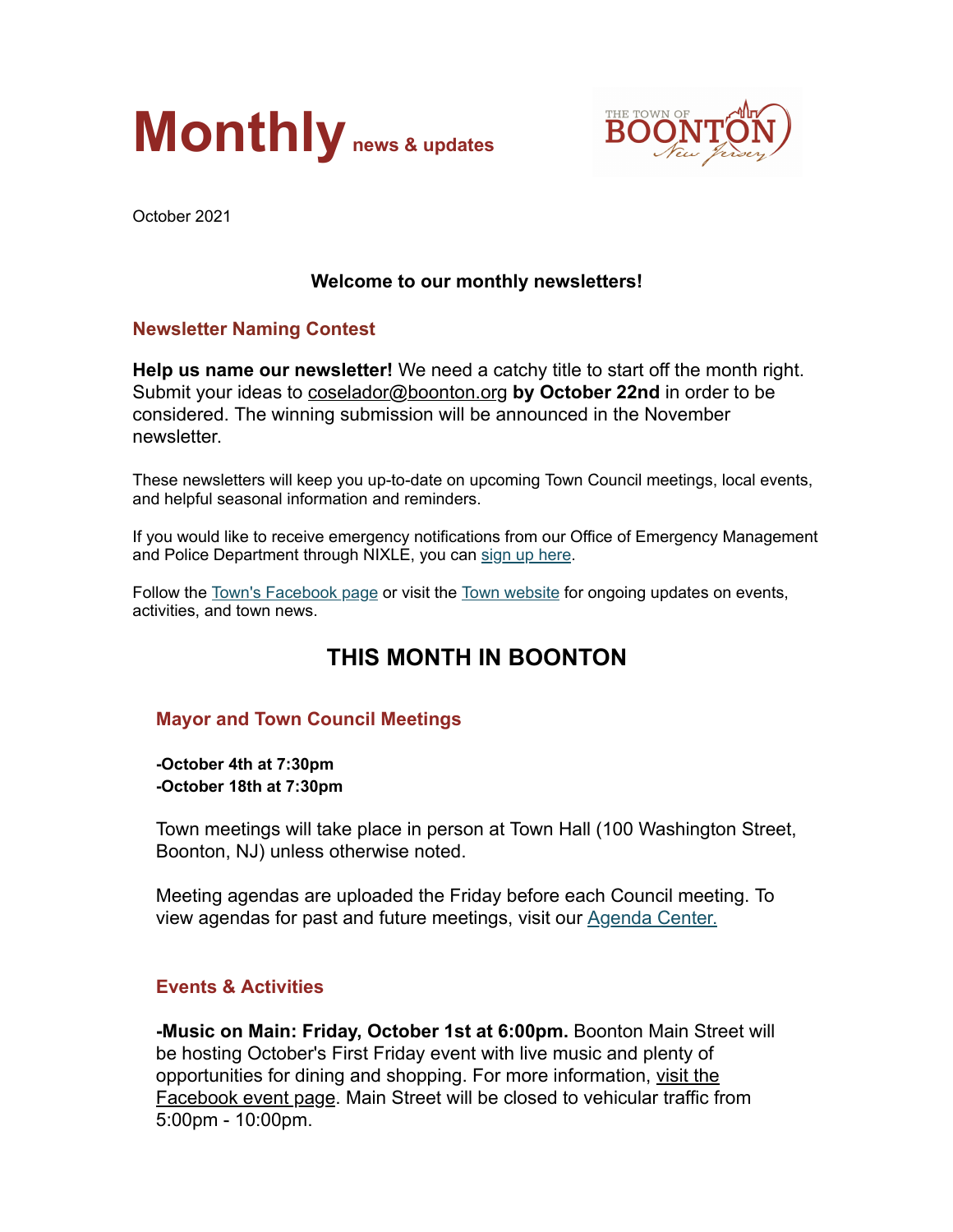# Monthly news & updates

THE TOWN OF BOONTON New Jersey

October 2021

**Welcome to our monthly newsletters!**

## Newsletter Naming Contest

**Help us name our newsletter!** We need a catchy title to start off the month right. Submit your ideas to coselador@boonton.org **by October 22nd** in order to be considered. The winning submission will be announced in the November newsletter.

These newsletters will keep you up-to-date on upcoming Town Council meetings, local events, and helpful seasonal information and reminders.

If you would like to receive emergency notifications from our Office of Emergency Management and Police Department through NIXLE, you can sign up here.

Follow the Town's Facebook page or visit the Town website for ongoing updates on events, activities, and town news.

# THIS MONTH IN BOONTON

## Mayor and Town Council Meetings

**-October 4th at 7:30pm**
**-October 18th at 7:30pm**

Town meetings will take place in person at Town Hall (100 Washington Street, Boonton, NJ) unless otherwise noted.

Meeting agendas are uploaded the Friday before each Council meeting. To view agendas for past and future meetings, visit our Agenda Center.

## Events & Activities

**-Music on Main: Friday, October 1st at 6:00pm.** Boonton Main Street will be hosting October's First Friday event with live music and plenty of opportunities for dining and shopping. For more information, visit the Facebook event page. Main Street will be closed to vehicular traffic from 5:00pm - 10:00pm.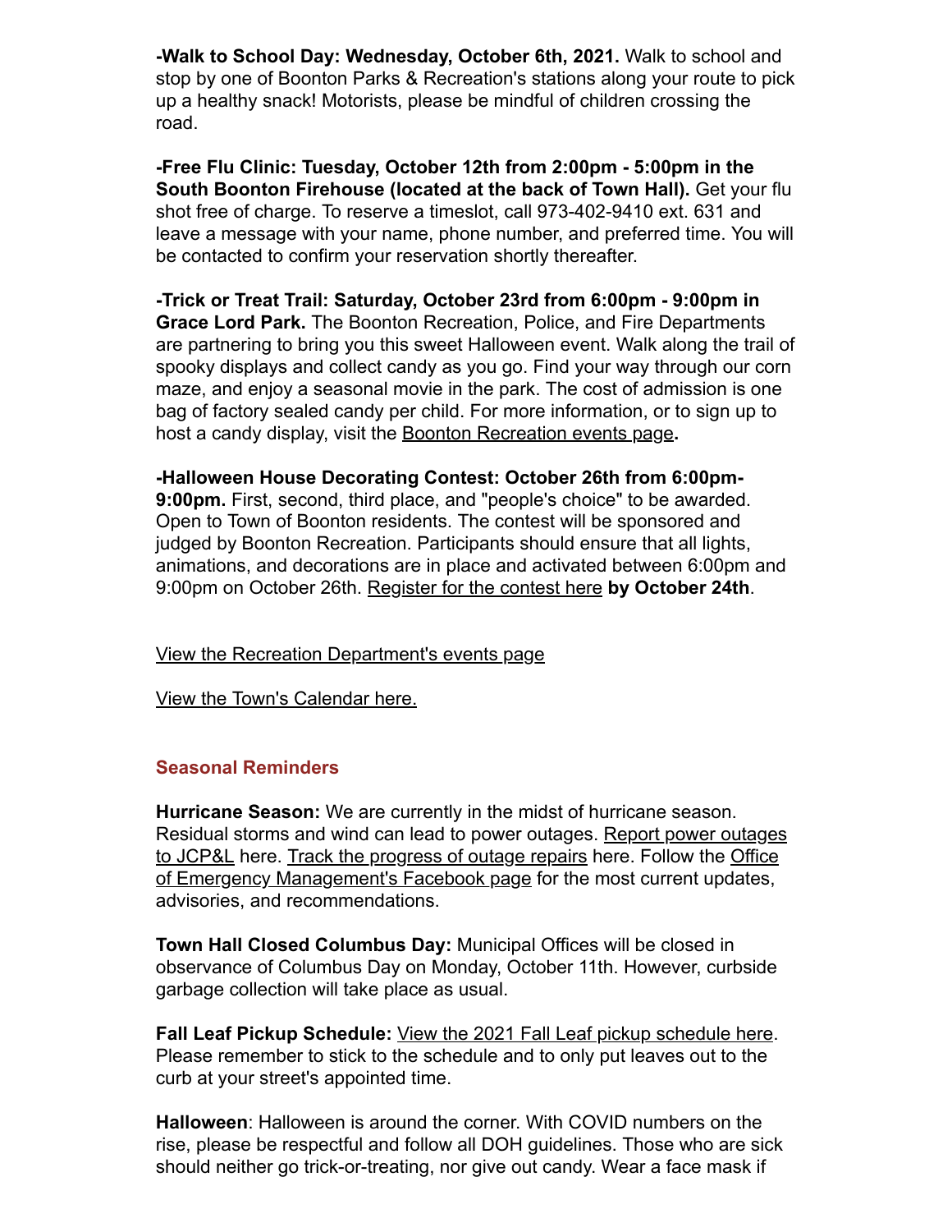**-Walk to School Day: Wednesday, October 6th, 2021.** Walk to school and stop by one of Boonton Parks & Recreation's stations along your route to pick up a healthy snack! Motorists, please be mindful of children crossing the road.

**-Free Flu Clinic: Tuesday, October 12th from 2:00pm - 5:00pm in the South Boonton Firehouse (located at the back of Town Hall).** Get your flu shot free of charge. To reserve a timeslot, call 973-402-9410 ext. 631 and leave a message with your name, phone number, and preferred time. You will be contacted to confirm your reservation shortly thereafter.

**-Trick or Treat Trail: Saturday, October 23rd from 6:00pm - 9:00pm in Grace Lord Park.** The Boonton Recreation, Police, and Fire Departments are partnering to bring you this sweet Halloween event. Walk along the trail of spooky displays and collect candy as you go. Find your way through our corn maze, and enjoy a seasonal movie in the park. The cost of admission is one bag of factory sealed candy per child. For more information, or to sign up to host a candy display, visit the Boonton Recreation events page**.**

**-Halloween House Decorating Contest: October 26th from 6:00pm-9:00pm.** First, second, third place, and "people's choice" to be awarded. Open to Town of Boonton residents. The contest will be sponsored and judged by Boonton Recreation. Participants should ensure that all lights, animations, and decorations are in place and activated between 6:00pm and 9:00pm on October 26th. Register for the contest here **by October 24th**.

View the Recreation Department's events page

View the Town's Calendar here.

## Seasonal Reminders

**Hurricane Season:** We are currently in the midst of hurricane season. Residual storms and wind can lead to power outages. Report power outages to JCP&L here. Track the progress of outage repairs here. Follow the Office of Emergency Management's Facebook page for the most current updates, advisories, and recommendations.

**Town Hall Closed Columbus Day:** Municipal Offices will be closed in observance of Columbus Day on Monday, October 11th. However, curbside garbage collection will take place as usual.

**Fall Leaf Pickup Schedule:** View the 2021 Fall Leaf pickup schedule here. Please remember to stick to the schedule and to only put leaves out to the curb at your street's appointed time.

**Halloween**: Halloween is around the corner. With COVID numbers on the rise, please be respectful and follow all DOH guidelines. Those who are sick should neither go trick-or-treating, nor give out candy. Wear a face mask if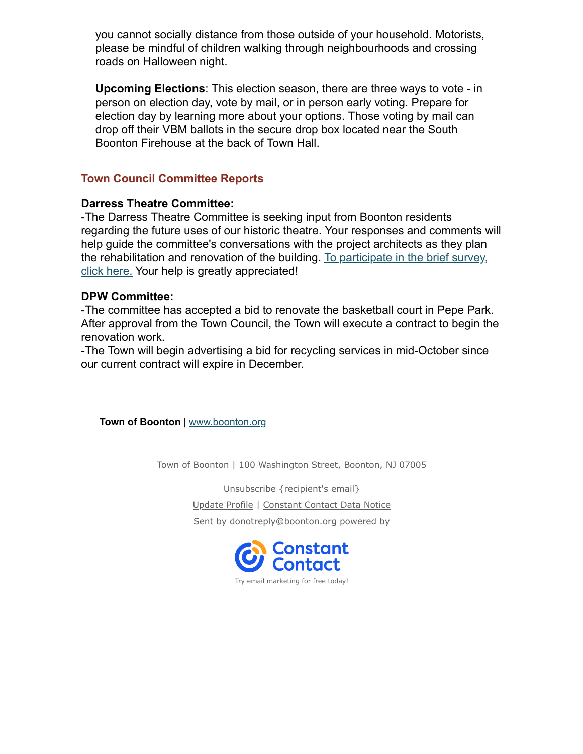you cannot socially distance from those outside of your household. Motorists, please be mindful of children walking through neighbourhoods and crossing roads on Halloween night.

**Upcoming Elections**: This election season, there are three ways to vote - in person on election day, vote by mail, or in person early voting. Prepare for election day by learning more about your options. Those voting by mail can drop off their VBM ballots in the secure drop box located near the South Boonton Firehouse at the back of Town Hall.

## Town Council Committee Reports

**Darress Theatre Committee:**

-The Darress Theatre Committee is seeking input from Boonton residents regarding the future uses of our historic theatre. Your responses and comments will help guide the committee's conversations with the project architects as they plan the rehabilitation and renovation of the building. To participate in the brief survey, click here. Your help is greatly appreciated!

**DPW Committee:**

-The committee has accepted a bid to renovate the basketball court in Pepe Park. After approval from the Town Council, the Town will execute a contract to begin the renovation work.

-The Town will begin advertising a bid for recycling services in mid-October since our current contract will expire in December.

**Town of Boonton** | www.boonton.org

Town of Boonton | 100 Washington Street, Boonton, NJ 07005

Unsubscribe {recipient's email}

Update Profile | Constant Contact Data Notice

Sent by donotreply@boonton.org powered by

Constant Contact

Try email marketing for free today!